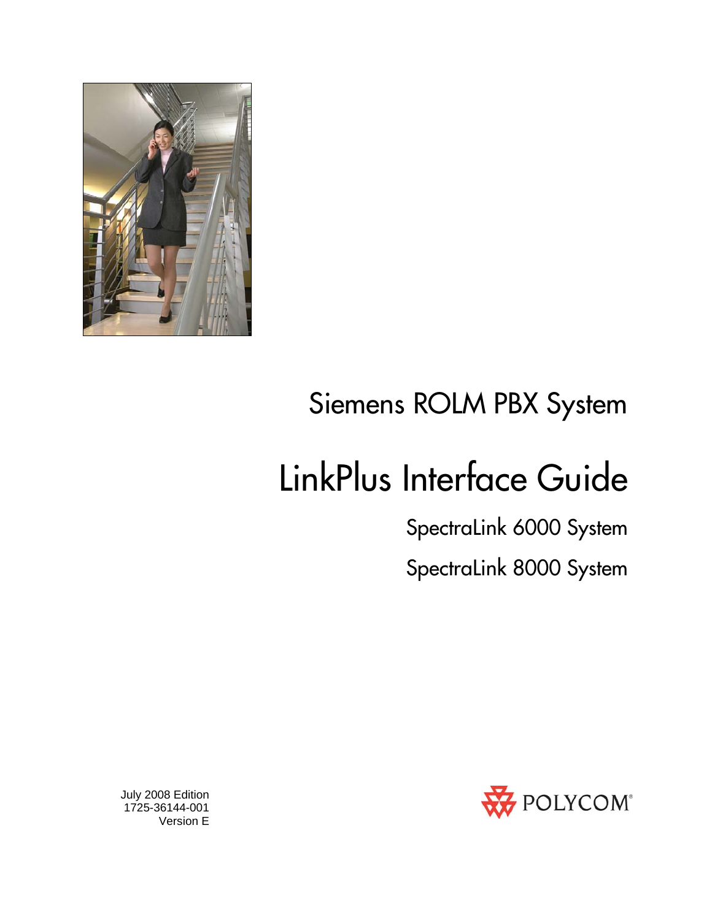# Siemens ROLM PBX System

# LinkPlus Interface Guide

## SpectraLink 6000 System

## SpectraLink 8000 System

July 2008 Edition
1725-36144-001
Version E

POLYCOM®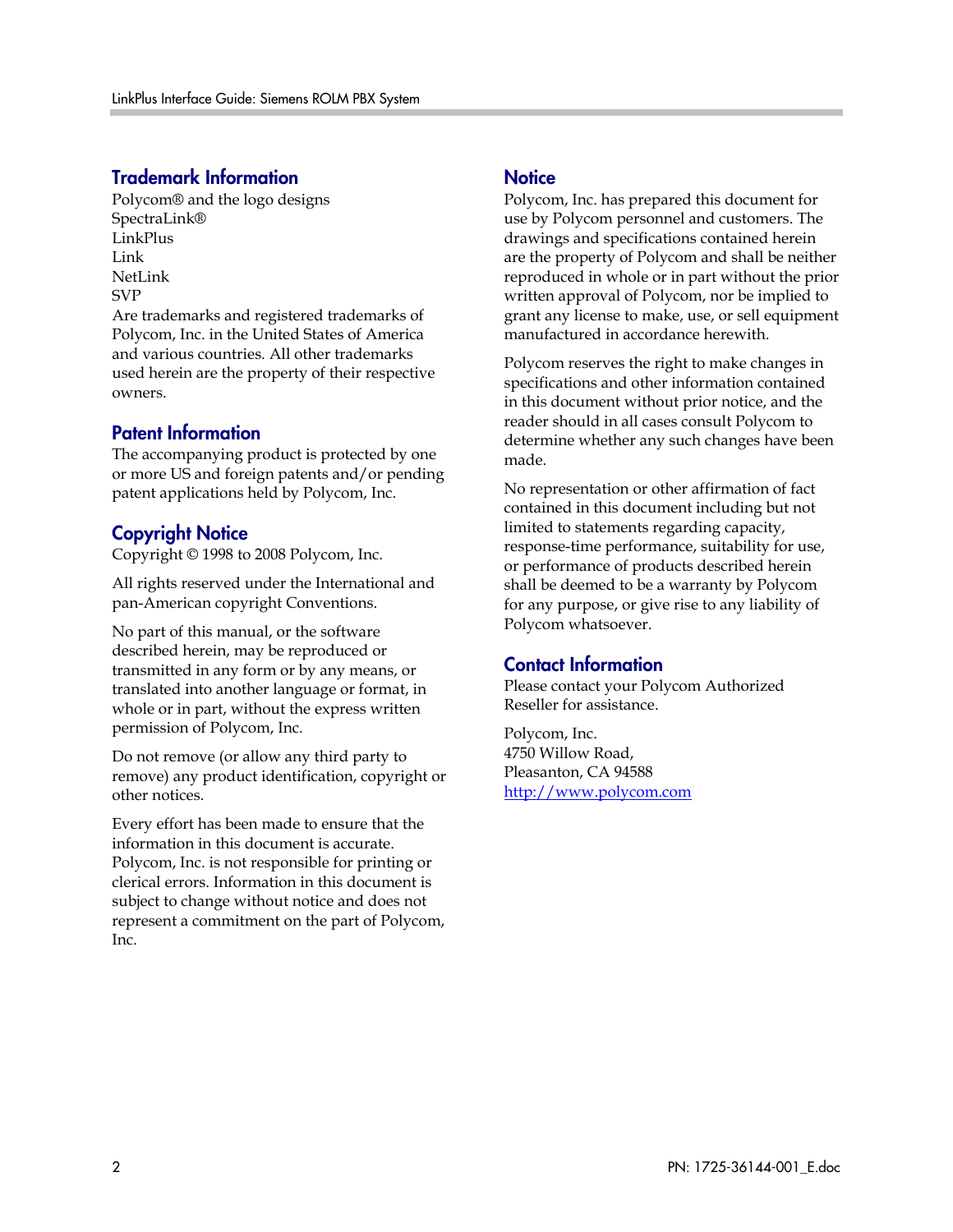## Trademark Information

Polycom® and the logo designs
SpectraLink®
LinkPlus
Link
NetLink
SVP
Are trademarks and registered trademarks of Polycom, Inc. in the United States of America and various countries. All other trademarks used herein are the property of their respective owners.

## Patent Information

The accompanying product is protected by one or more US and foreign patents and/or pending patent applications held by Polycom, Inc.

## Copyright Notice

Copyright © 1998 to 2008 Polycom, Inc.

All rights reserved under the International and pan-American copyright Conventions.

No part of this manual, or the software described herein, may be reproduced or transmitted in any form or by any means, or translated into another language or format, in whole or in part, without the express written permission of Polycom, Inc.

Do not remove (or allow any third party to remove) any product identification, copyright or other notices.

Every effort has been made to ensure that the information in this document is accurate. Polycom, Inc. is not responsible for printing or clerical errors. Information in this document is subject to change without notice and does not represent a commitment on the part of Polycom, Inc.

## Notice

Polycom, Inc. has prepared this document for use by Polycom personnel and customers. The drawings and specifications contained herein are the property of Polycom and shall be neither reproduced in whole or in part without the prior written approval of Polycom, nor be implied to grant any license to make, use, or sell equipment manufactured in accordance herewith.

Polycom reserves the right to make changes in specifications and other information contained in this document without prior notice, and the reader should in all cases consult Polycom to determine whether any such changes have been made.

No representation or other affirmation of fact contained in this document including but not limited to statements regarding capacity, response-time performance, suitability for use, or performance of products described herein shall be deemed to be a warranty by Polycom for any purpose, or give rise to any liability of Polycom whatsoever.

## Contact Information

Please contact your Polycom Authorized Reseller for assistance.

Polycom, Inc.
4750 Willow Road,
Pleasanton, CA 94588
http://www.polycom.com

PN: 1725-36144-001_E.doc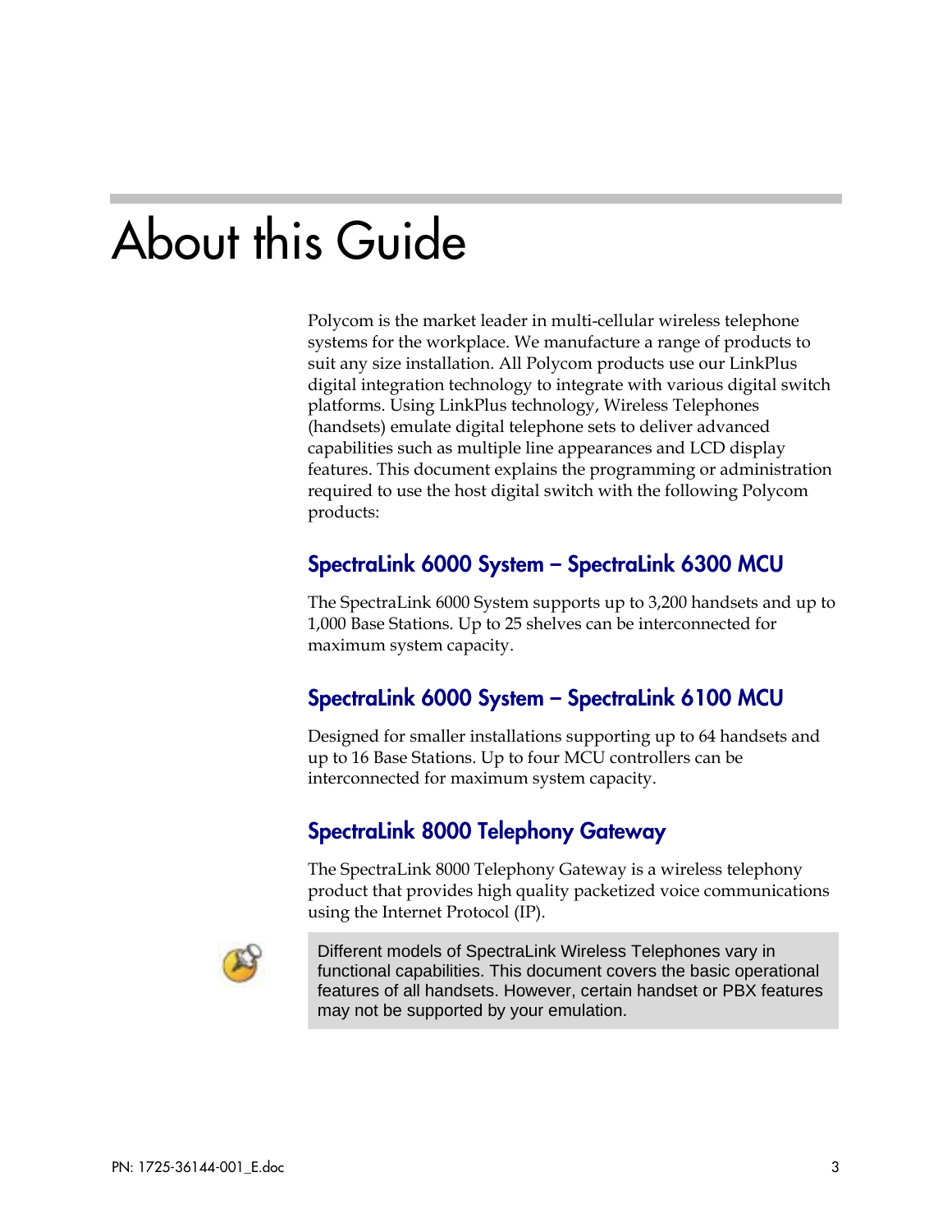# About this Guide

Polycom is the market leader in multi-cellular wireless telephone systems for the workplace. We manufacture a range of products to suit any size installation. All Polycom products use our LinkPlus digital integration technology to integrate with various digital switch platforms. Using LinkPlus technology, Wireless Telephones (handsets) emulate digital telephone sets to deliver advanced capabilities such as multiple line appearances and LCD display features. This document explains the programming or administration required to use the host digital switch with the following Polycom products:

## SpectraLink 6000 System – SpectraLink 6300 MCU

The SpectraLink 6000 System supports up to 3,200 handsets and up to 1,000 Base Stations. Up to 25 shelves can be interconnected for maximum system capacity.

## SpectraLink 6000 System – SpectraLink 6100 MCU

Designed for smaller installations supporting up to 64 handsets and up to 16 Base Stations. Up to four MCU controllers can be interconnected for maximum system capacity.

## SpectraLink 8000 Telephony Gateway

The SpectraLink 8000 Telephony Gateway is a wireless telephony product that provides high quality packetized voice communications using the Internet Protocol (IP).

> Different models of SpectraLink Wireless Telephones vary in functional capabilities. This document covers the basic operational features of all handsets. However, certain handset or PBX features may not be supported by your emulation.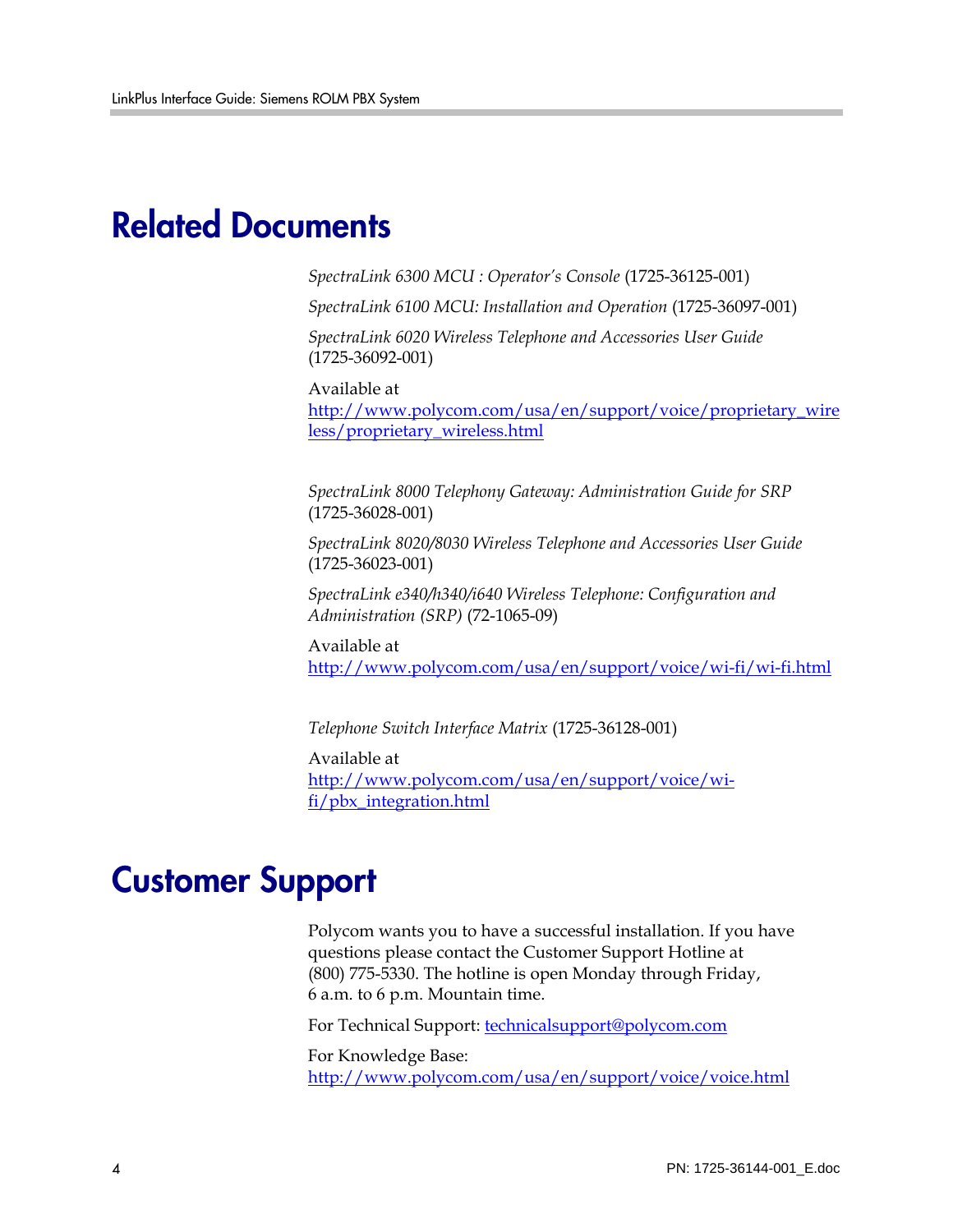# Related Documents

*SpectraLink 6300 MCU : Operator's Console* (1725-36125-001)

*SpectraLink 6100 MCU: Installation and Operation* (1725-36097-001)

*SpectraLink 6020 Wireless Telephone and Accessories User Guide* (1725-36092-001)

Available at
http://www.polycom.com/usa/en/support/voice/proprietary_wireless/proprietary_wireless.html

*SpectraLink 8000 Telephony Gateway: Administration Guide for SRP* (1725-36028-001)

*SpectraLink 8020/8030 Wireless Telephone and Accessories User Guide* (1725-36023-001)

*SpectraLink e340/h340/i640 Wireless Telephone: Configuration and Administration (SRP)* (72-1065-09)

Available at
http://www.polycom.com/usa/en/support/voice/wi-fi/wi-fi.html

*Telephone Switch Interface Matrix* (1725-36128-001)

Available at
http://www.polycom.com/usa/en/support/voice/wi-fi/pbx_integration.html

# Customer Support

Polycom wants you to have a successful installation. If you have questions please contact the Customer Support Hotline at (800) 775-5330. The hotline is open Monday through Friday, 6 a.m. to 6 p.m. Mountain time.

For Technical Support: technicalsupport@polycom.com

For Knowledge Base:
http://www.polycom.com/usa/en/support/voice/voice.html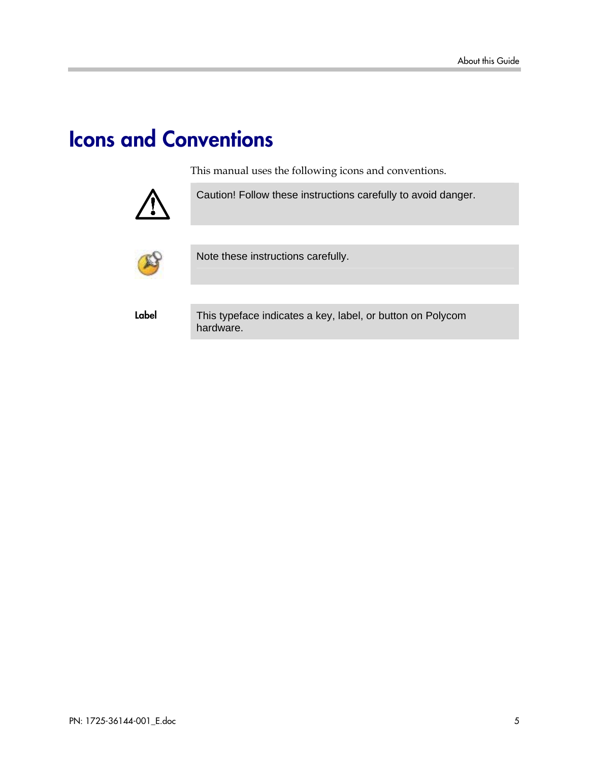# Icons and Conventions

This manual uses the following icons and conventions.

Caution! Follow these instructions carefully to avoid danger.

Note these instructions carefully.

**Label** This typeface indicates a key, label, or button on Polycom hardware.

PN: 1725-36144-001_E.doc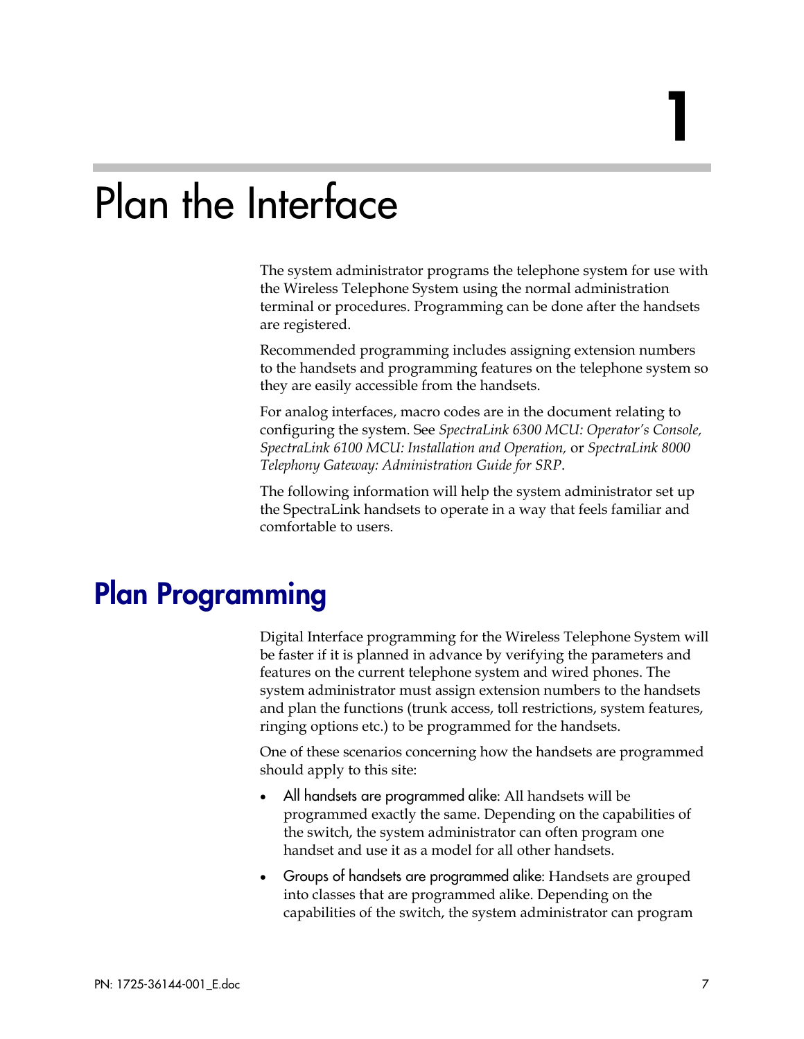# 1

# Plan the Interface

The system administrator programs the telephone system for use with the Wireless Telephone System using the normal administration terminal or procedures. Programming can be done after the handsets are registered.

Recommended programming includes assigning extension numbers to the handsets and programming features on the telephone system so they are easily accessible from the handsets.

For analog interfaces, macro codes are in the document relating to configuring the system. See *SpectraLink 6300 MCU: Operator's Console, SpectraLink 6100 MCU: Installation and Operation,* or *SpectraLink 8000 Telephony Gateway: Administration Guide for SRP*.

The following information will help the system administrator set up the SpectraLink handsets to operate in a way that feels familiar and comfortable to users.

## Plan Programming

Digital Interface programming for the Wireless Telephone System will be faster if it is planned in advance by verifying the parameters and features on the current telephone system and wired phones. The system administrator must assign extension numbers to the handsets and plan the functions (trunk access, toll restrictions, system features, ringing options etc.) to be programmed for the handsets.

One of these scenarios concerning how the handsets are programmed should apply to this site:

- All handsets are programmed alike: All handsets will be programmed exactly the same. Depending on the capabilities of the switch, the system administrator can often program one handset and use it as a model for all other handsets.
- Groups of handsets are programmed alike: Handsets are grouped into classes that are programmed alike. Depending on the capabilities of the switch, the system administrator can program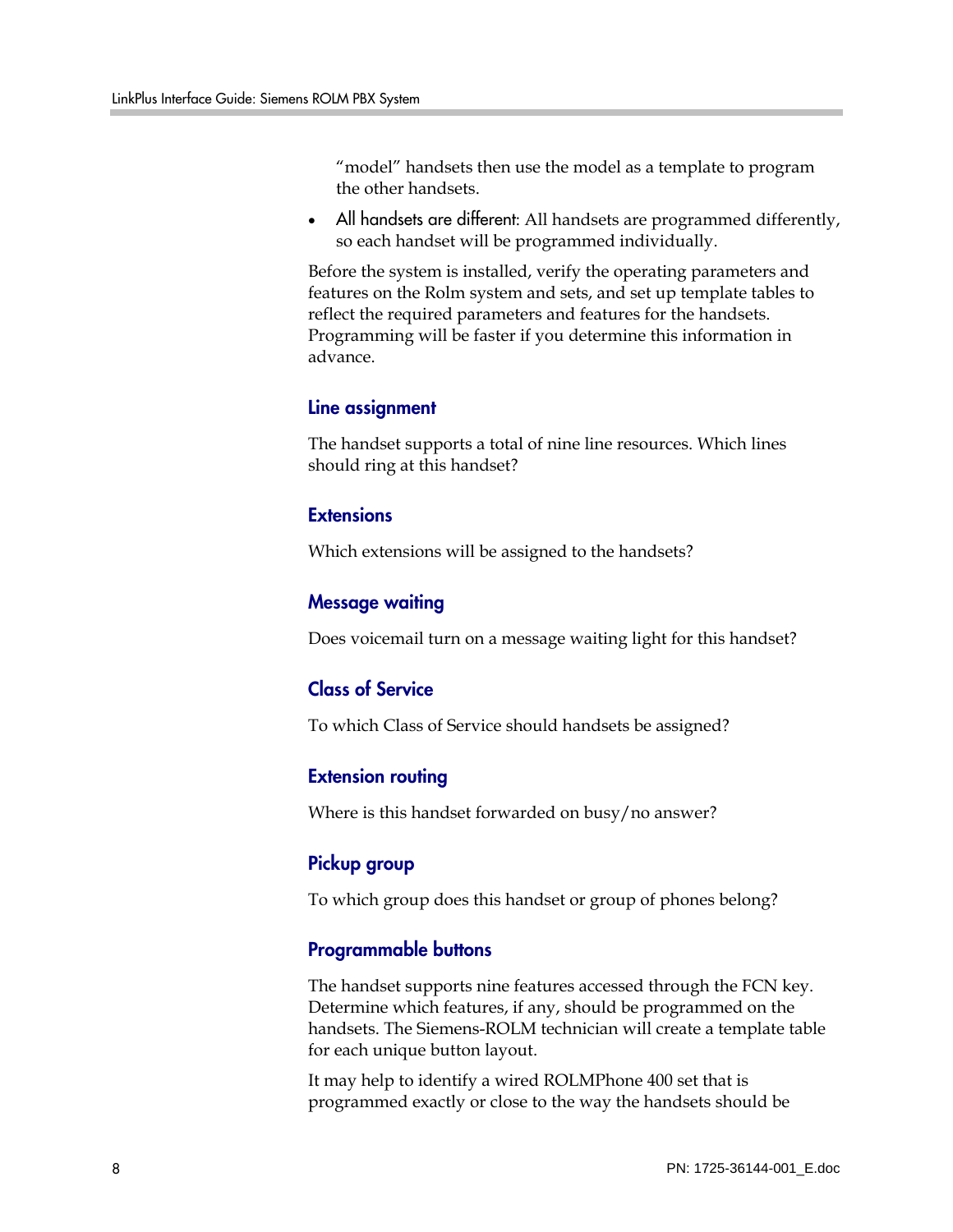"model" handsets then use the model as a template to program the other handsets.

- All handsets are different: All handsets are programmed differently, so each handset will be programmed individually.

Before the system is installed, verify the operating parameters and features on the Rolm system and sets, and set up template tables to reflect the required parameters and features for the handsets. Programming will be faster if you determine this information in advance.

### Line assignment

The handset supports a total of nine line resources. Which lines should ring at this handset?

### Extensions

Which extensions will be assigned to the handsets?

### Message waiting

Does voicemail turn on a message waiting light for this handset?

### Class of Service

To which Class of Service should handsets be assigned?

### Extension routing

Where is this handset forwarded on busy/no answer?

### Pickup group

To which group does this handset or group of phones belong?

### Programmable buttons

The handset supports nine features accessed through the FCN key. Determine which features, if any, should be programmed on the handsets. The Siemens-ROLM technician will create a template table for each unique button layout.

It may help to identify a wired ROLMPhone 400 set that is programmed exactly or close to the way the handsets should be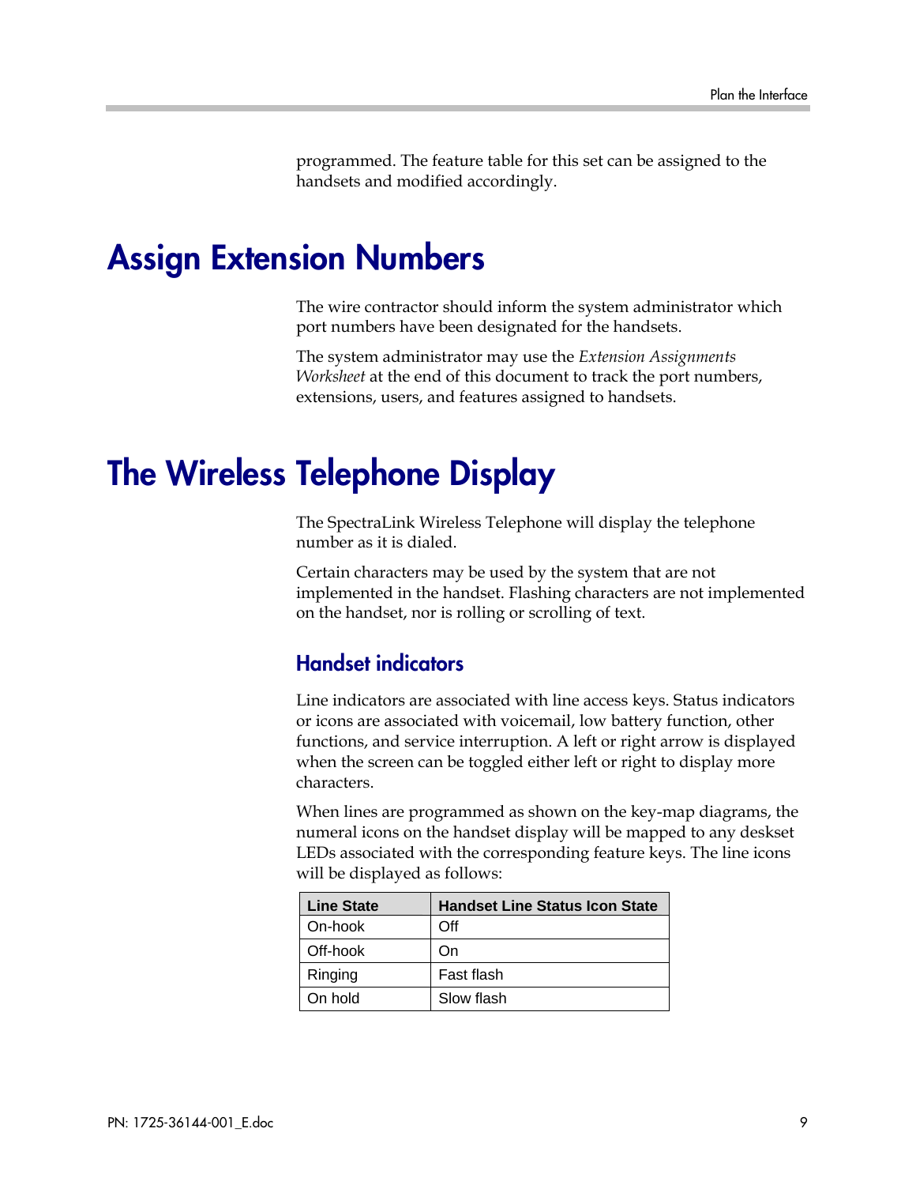programmed. The feature table for this set can be assigned to the handsets and modified accordingly.

# Assign Extension Numbers

The wire contractor should inform the system administrator which port numbers have been designated for the handsets.

The system administrator may use the *Extension Assignments Worksheet* at the end of this document to track the port numbers, extensions, users, and features assigned to handsets.

# The Wireless Telephone Display

The SpectraLink Wireless Telephone will display the telephone number as it is dialed.

Certain characters may be used by the system that are not implemented in the handset. Flashing characters are not implemented on the handset, nor is rolling or scrolling of text.

## Handset indicators

Line indicators are associated with line access keys. Status indicators or icons are associated with voicemail, low battery function, other functions, and service interruption. A left or right arrow is displayed when the screen can be toggled either left or right to display more characters.

When lines are programmed as shown on the key-map diagrams, the numeral icons on the handset display will be mapped to any deskset LEDs associated with the corresponding feature keys. The line icons will be displayed as follows:

| Line State | Handset Line Status Icon State |
|---|---|
| On-hook | Off |
| Off-hook | On |
| Ringing | Fast flash |
| On hold | Slow flash |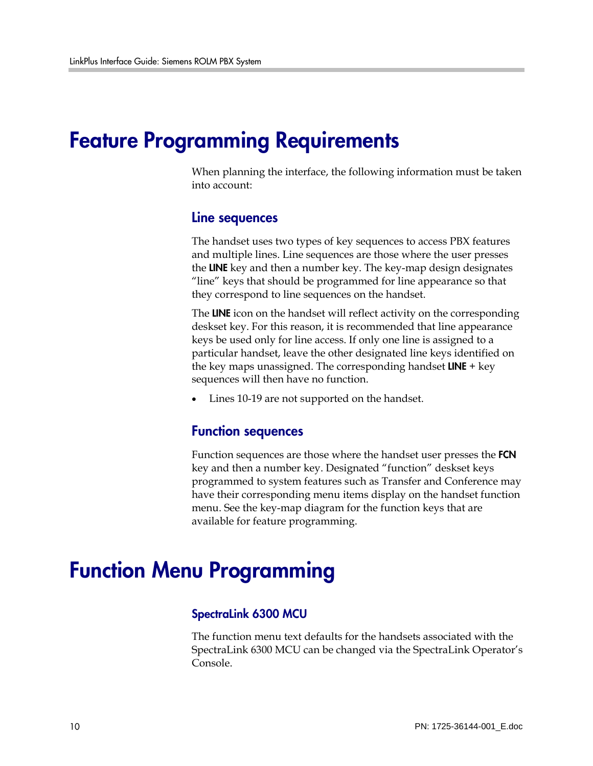# Feature Programming Requirements

When planning the interface, the following information must be taken into account:

## Line sequences

The handset uses two types of key sequences to access PBX features and multiple lines. Line sequences are those where the user presses the **LINE** key and then a number key. The key-map design designates "line" keys that should be programmed for line appearance so that they correspond to line sequences on the handset.

The **LINE** icon on the handset will reflect activity on the corresponding deskset key. For this reason, it is recommended that line appearance keys be used only for line access. If only one line is assigned to a particular handset, leave the other designated line keys identified on the key maps unassigned. The corresponding handset **LINE** + key sequences will then have no function.

- Lines 10-19 are not supported on the handset.

## Function sequences

Function sequences are those where the handset user presses the **FCN** key and then a number key. Designated "function" deskset keys programmed to system features such as Transfer and Conference may have their corresponding menu items display on the handset function menu. See the key-map diagram for the function keys that are available for feature programming.

# Function Menu Programming

### SpectraLink 6300 MCU

The function menu text defaults for the handsets associated with the SpectraLink 6300 MCU can be changed via the SpectraLink Operator's Console.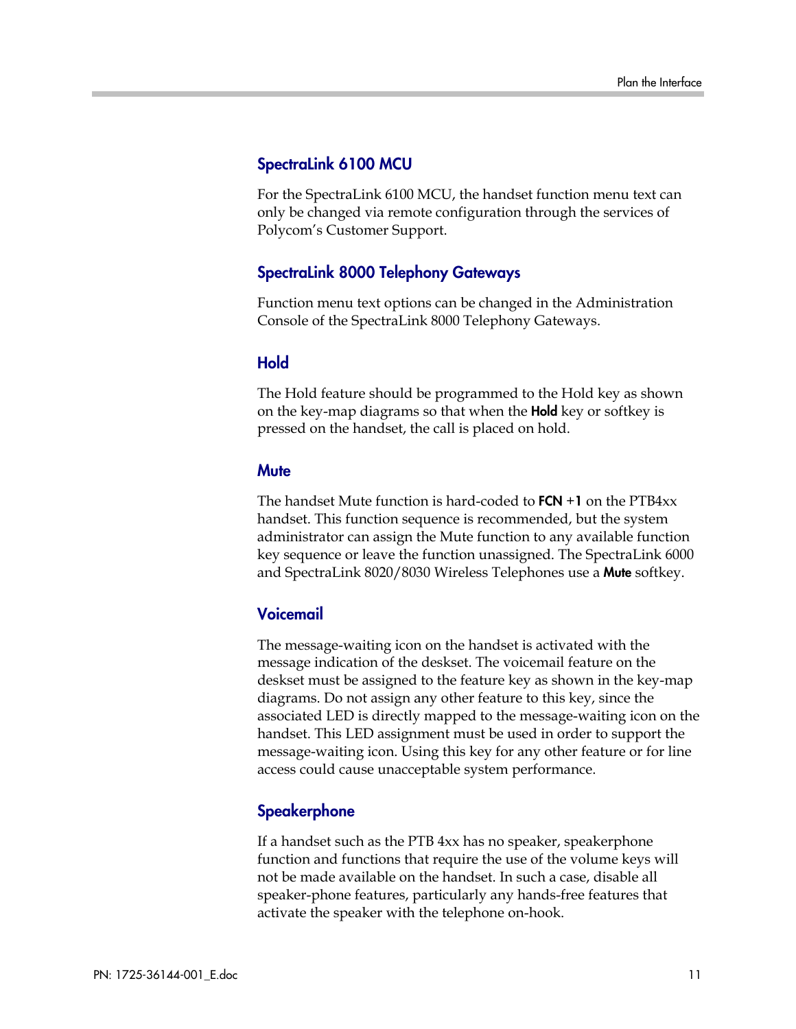### SpectraLink 6100 MCU

For the SpectraLink 6100 MCU, the handset function menu text can only be changed via remote configuration through the services of Polycom's Customer Support.

### SpectraLink 8000 Telephony Gateways

Function menu text options can be changed in the Administration Console of the SpectraLink 8000 Telephony Gateways.

### Hold

The Hold feature should be programmed to the Hold key as shown on the key-map diagrams so that when the **Hold** key or softkey is pressed on the handset, the call is placed on hold.

### Mute

The handset Mute function is hard-coded to **FCN +1** on the PTB4xx handset. This function sequence is recommended, but the system administrator can assign the Mute function to any available function key sequence or leave the function unassigned. The SpectraLink 6000 and SpectraLink 8020/8030 Wireless Telephones use a **Mute** softkey.

### Voicemail

The message-waiting icon on the handset is activated with the message indication of the deskset. The voicemail feature on the deskset must be assigned to the feature key as shown in the key-map diagrams. Do not assign any other feature to this key, since the associated LED is directly mapped to the message-waiting icon on the handset. This LED assignment must be used in order to support the message-waiting icon. Using this key for any other feature or for line access could cause unacceptable system performance.

### Speakerphone

If a handset such as the PTB 4xx has no speaker, speakerphone function and functions that require the use of the volume keys will not be made available on the handset. In such a case, disable all speaker-phone features, particularly any hands-free features that activate the speaker with the telephone on-hook.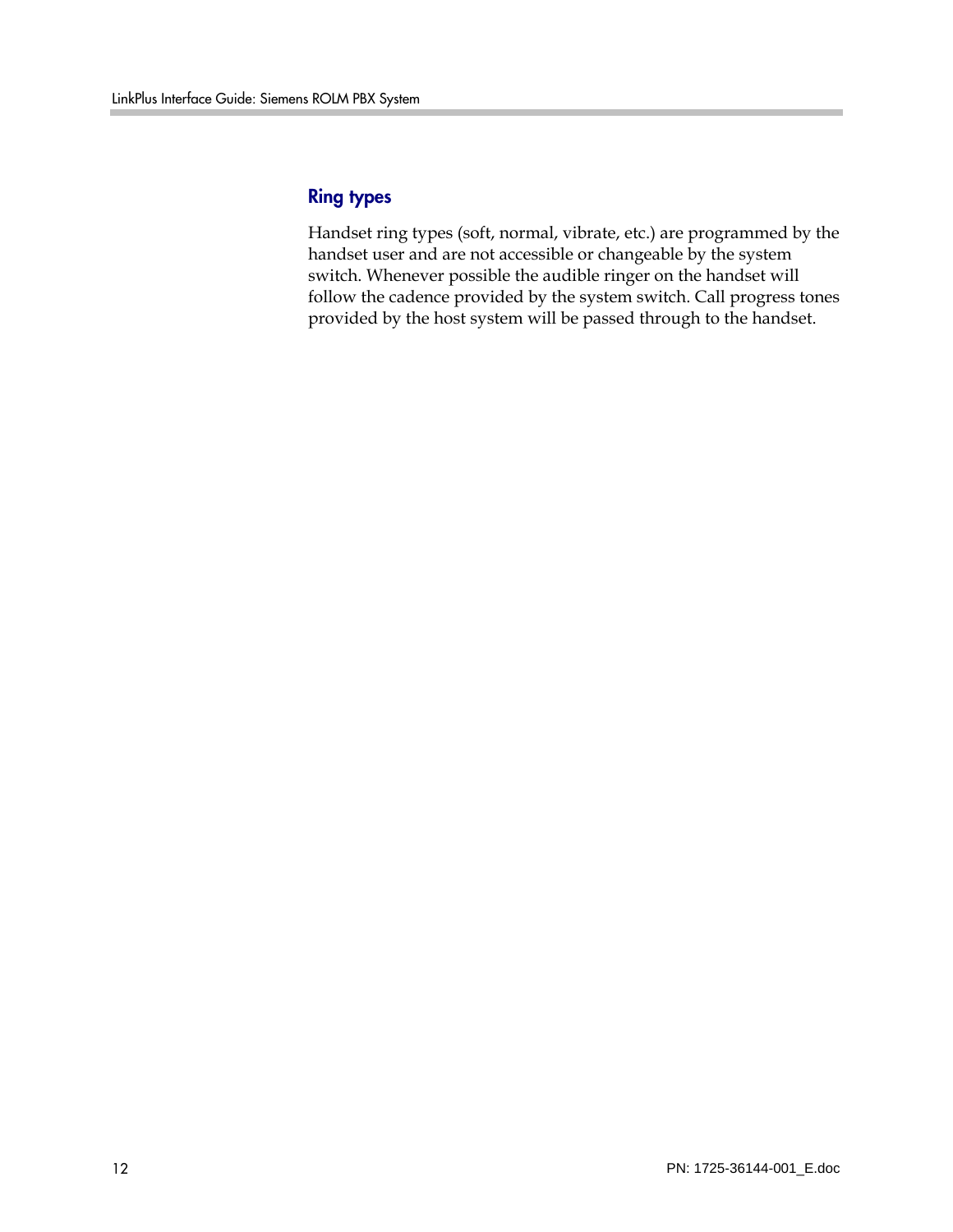## Ring types

Handset ring types (soft, normal, vibrate, etc.) are programmed by the handset user and are not accessible or changeable by the system switch. Whenever possible the audible ringer on the handset will follow the cadence provided by the system switch. Call progress tones provided by the host system will be passed through to the handset.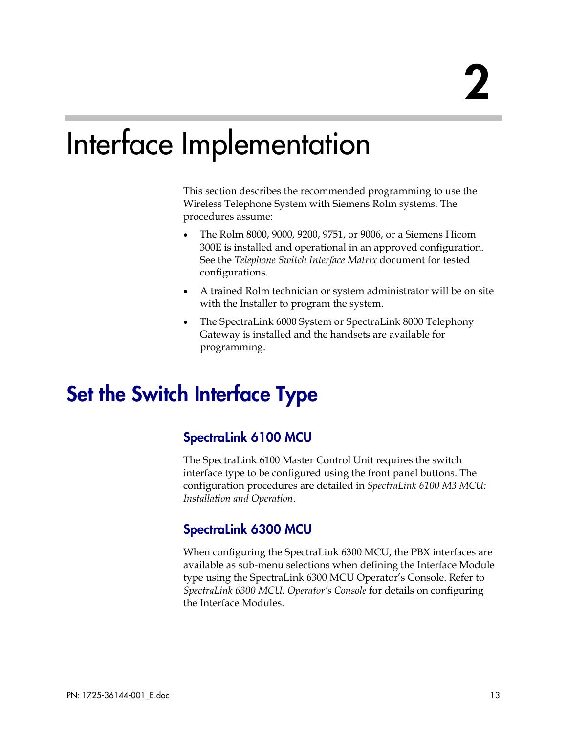# 2

# Interface Implementation

This section describes the recommended programming to use the Wireless Telephone System with Siemens Rolm systems. The procedures assume:

- The Rolm 8000, 9000, 9200, 9751, or 9006, or a Siemens Hicom 300E is installed and operational in an approved configuration. See the *Telephone Switch Interface Matrix* document for tested configurations.
- A trained Rolm technician or system administrator will be on site with the Installer to program the system.
- The SpectraLink 6000 System or SpectraLink 8000 Telephony Gateway is installed and the handsets are available for programming.

## Set the Switch Interface Type

### SpectraLink 6100 MCU

The SpectraLink 6100 Master Control Unit requires the switch interface type to be configured using the front panel buttons. The configuration procedures are detailed in *SpectraLink 6100 M3 MCU: Installation and Operation*.

### SpectraLink 6300 MCU

When configuring the SpectraLink 6300 MCU, the PBX interfaces are available as sub-menu selections when defining the Interface Module type using the SpectraLink 6300 MCU Operator's Console. Refer to *SpectraLink 6300 MCU: Operator's Console* for details on configuring the Interface Modules.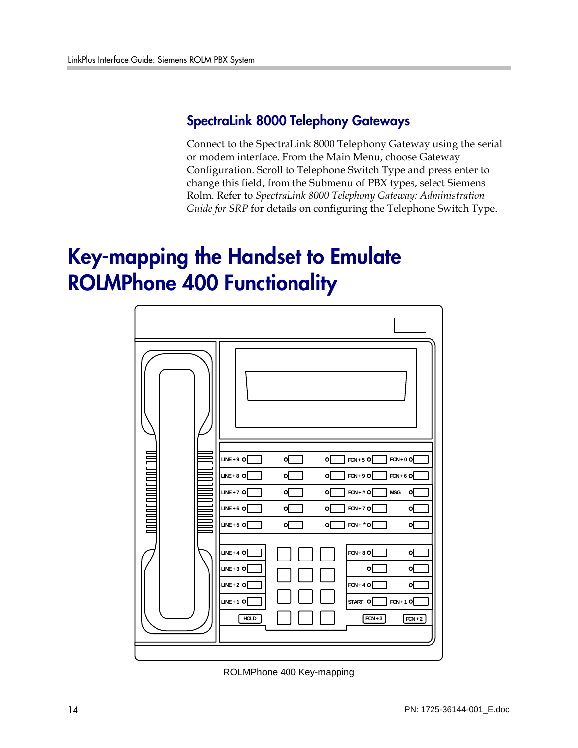## SpectraLink 8000 Telephony Gateways

Connect to the SpectraLink 8000 Telephony Gateway using the serial or modem interface. From the Main Menu, choose Gateway Configuration. Scroll to Telephone Switch Type and press enter to change this field, from the Submenu of PBX types, select Siemens Rolm. Refer to *SpectraLink 8000 Telephony Gateway: Administration Guide for SRP* for details on configuring the Telephone Switch Type.

# Key-mapping the Handset to Emulate ROLMPhone 400 Functionality

| | | | | |
|---|---|---|---|---|
| LINE+9 | | | FCN+5 | FCN+0 |
| LINE+8 | | | FCN+9 | FCN+6 |
| LINE+7 | | | FCN+# | MSG |
| LINE+6 | | | FCN+7 | |
| LINE+5 | | | FCN+* | |
| LINE+4 | | | FCN+8 | |
| LINE+3 | | | | |
| LINE+2 | | | FCN+4 | |
| LINE+1 | | | START | FCN+1 |
| HOLD | | | FCN+3 | FCN+2 |

ROLMPhone 400 Key-mapping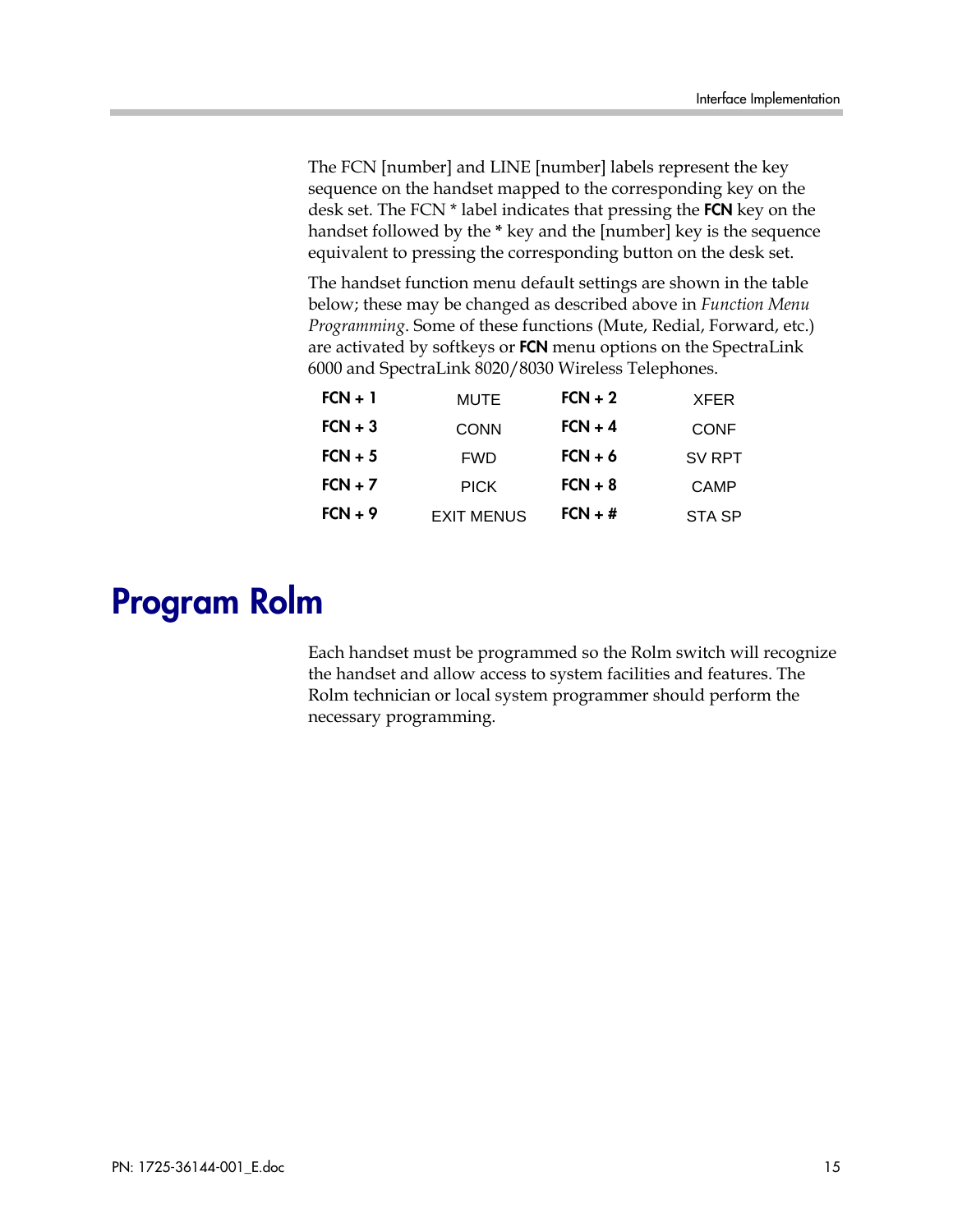The FCN [number] and LINE [number] labels represent the key sequence on the handset mapped to the corresponding key on the desk set. The FCN * label indicates that pressing the **FCN** key on the handset followed by the * key and the [number] key is the sequence equivalent to pressing the corresponding button on the desk set.

The handset function menu default settings are shown in the table below; these may be changed as described above in *Function Menu Programming*. Some of these functions (Mute, Redial, Forward, etc.) are activated by softkeys or **FCN** menu options on the SpectraLink 6000 and SpectraLink 8020/8030 Wireless Telephones.

| | | | |
|---|---|---|---|
| **FCN + 1** | MUTE | **FCN + 2** | XFER |
| **FCN + 3** | CONN | **FCN + 4** | CONF |
| **FCN + 5** | FWD | **FCN + 6** | SV RPT |
| **FCN + 7** | PICK | **FCN + 8** | CAMP |
| **FCN + 9** | EXIT MENUS | **FCN + #** | STA SP |

# Program Rolm

Each handset must be programmed so the Rolm switch will recognize the handset and allow access to system facilities and features. The Rolm technician or local system programmer should perform the necessary programming.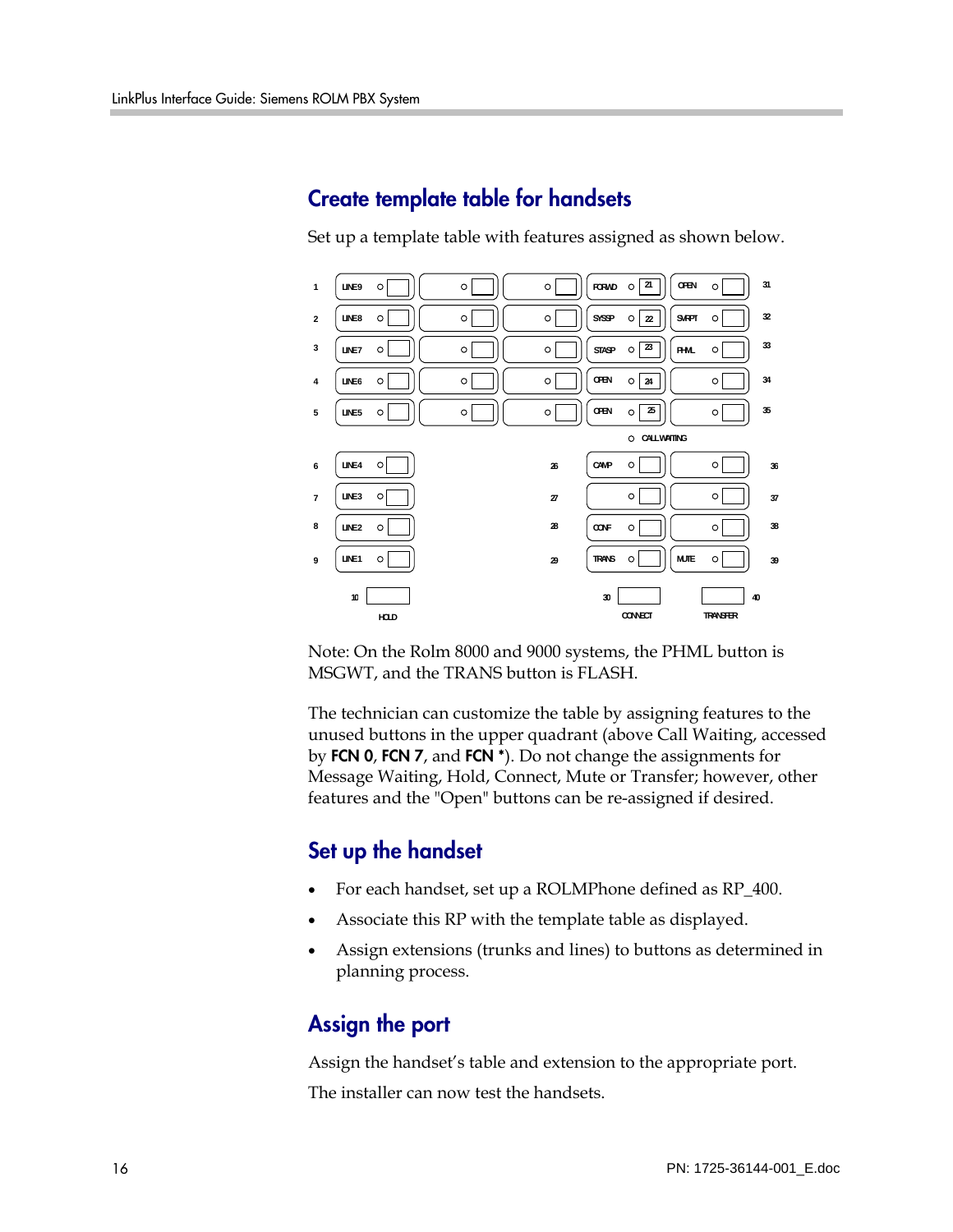## Create template table for handsets

Set up a template table with features assigned as shown below.

| # | Column 1 | Column 2 | Column 3 | Column 4 | Column 5 | # |
|---|---|---|---|---|---|---|
| 1 | LINE9 | | | FORWD (21) | OPEN | 31 |
| 2 | LINE8 | | | SYSSP (22) | SVRPT | 32 |
| 3 | LINE7 | | | STASP (23) | PHML | 33 |
| 4 | LINE6 | | | OPEN (24) | | 34 |
| 5 | LINE5 | | | OPEN (25) | | 35 |
| | | | | CALL WAITING | | |
| 6 | LINE4 | | 26 | CAMP | | 36 |
| 7 | LINE3 | | 27 | | | 37 |
| 8 | LINE2 | | 28 | CONF | | 38 |
| 9 | LINE1 | | 29 | TRANS | MUTE | 39 |
| 10 | HOLD | | 30 | CONNECT | TRANSFER | 40 |

Note: On the Rolm 8000 and 9000 systems, the PHML button is MSGWT, and the TRANS button is FLASH.

The technician can customize the table by assigning features to the unused buttons in the upper quadrant (above Call Waiting, accessed by **FCN 0**, **FCN 7**, and **FCN ***). Do not change the assignments for Message Waiting, Hold, Connect, Mute or Transfer; however, other features and the "Open" buttons can be re-assigned if desired.

## Set up the handset

- For each handset, set up a ROLMPhone defined as RP_400.
- Associate this RP with the template table as displayed.
- Assign extensions (trunks and lines) to buttons as determined in planning process.

## Assign the port

Assign the handset's table and extension to the appropriate port.

The installer can now test the handsets.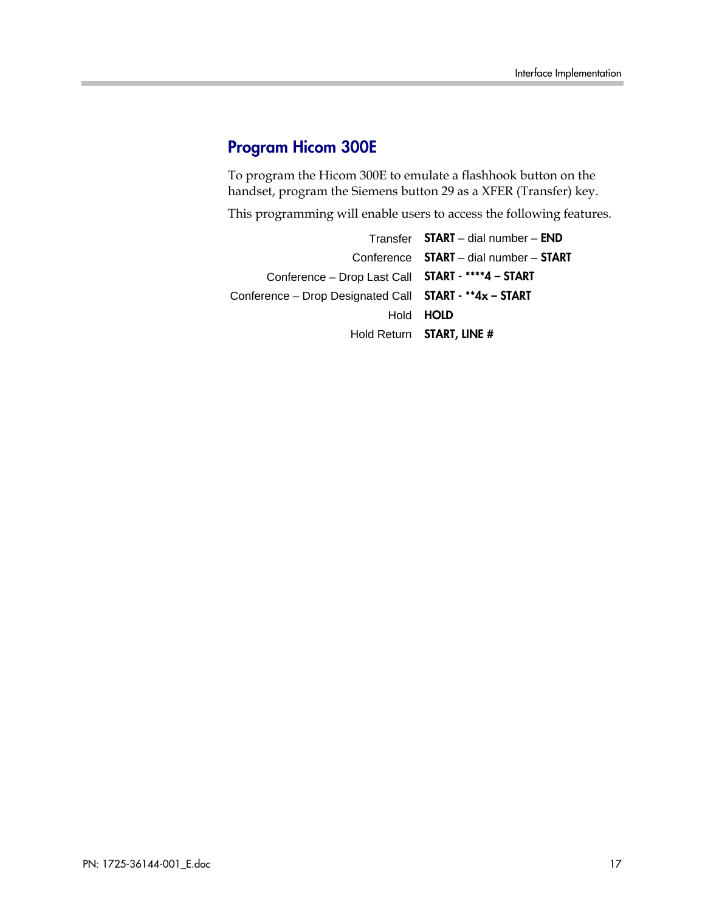## Program Hicom 300E

To program the Hicom 300E to emulate a flashhook button on the handset, program the Siemens button 29 as a XFER (Transfer) key.

This programming will enable users to access the following features.

| Feature | Action |
|---|---|
| Transfer | **START** – dial number – **END** |
| Conference | **START** – dial number – **START** |
| Conference – Drop Last Call | **START - ****4 – START** |
| Conference – Drop Designated Call | **START - **4x – START** |
| Hold | **HOLD** |
| Hold Return | **START, LINE #** |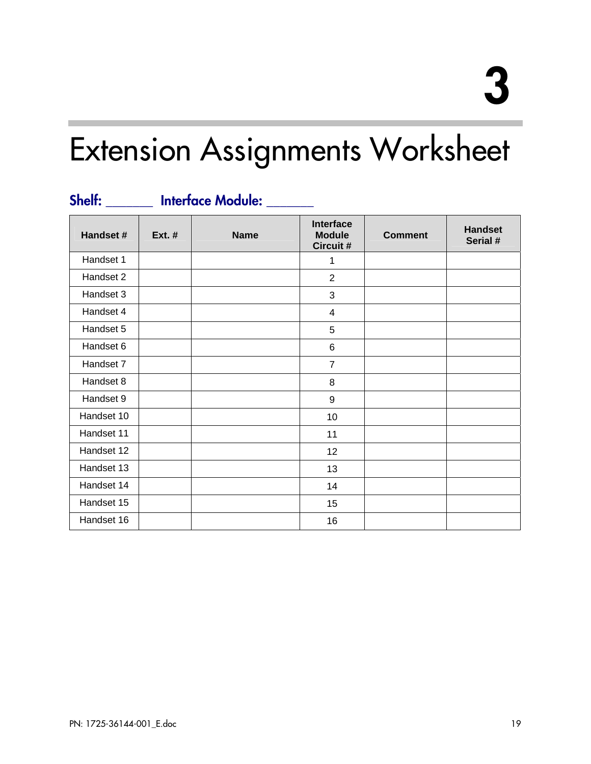# 3

# Extension Assignments Worksheet

**Shelf: ______ Interface Module: ______**

| Handset # | Ext. # | Name | Interface Module Circuit # | Comment | Handset Serial # |
|---|---|---|---|---|---|
| Handset 1 | | | 1 | | |
| Handset 2 | | | 2 | | |
| Handset 3 | | | 3 | | |
| Handset 4 | | | 4 | | |
| Handset 5 | | | 5 | | |
| Handset 6 | | | 6 | | |
| Handset 7 | | | 7 | | |
| Handset 8 | | | 8 | | |
| Handset 9 | | | 9 | | |
| Handset 10 | | | 10 | | |
| Handset 11 | | | 11 | | |
| Handset 12 | | | 12 | | |
| Handset 13 | | | 13 | | |
| Handset 14 | | | 14 | | |
| Handset 15 | | | 15 | | |
| Handset 16 | | | 16 | | |

PN: 1725-36144-001_E.doc